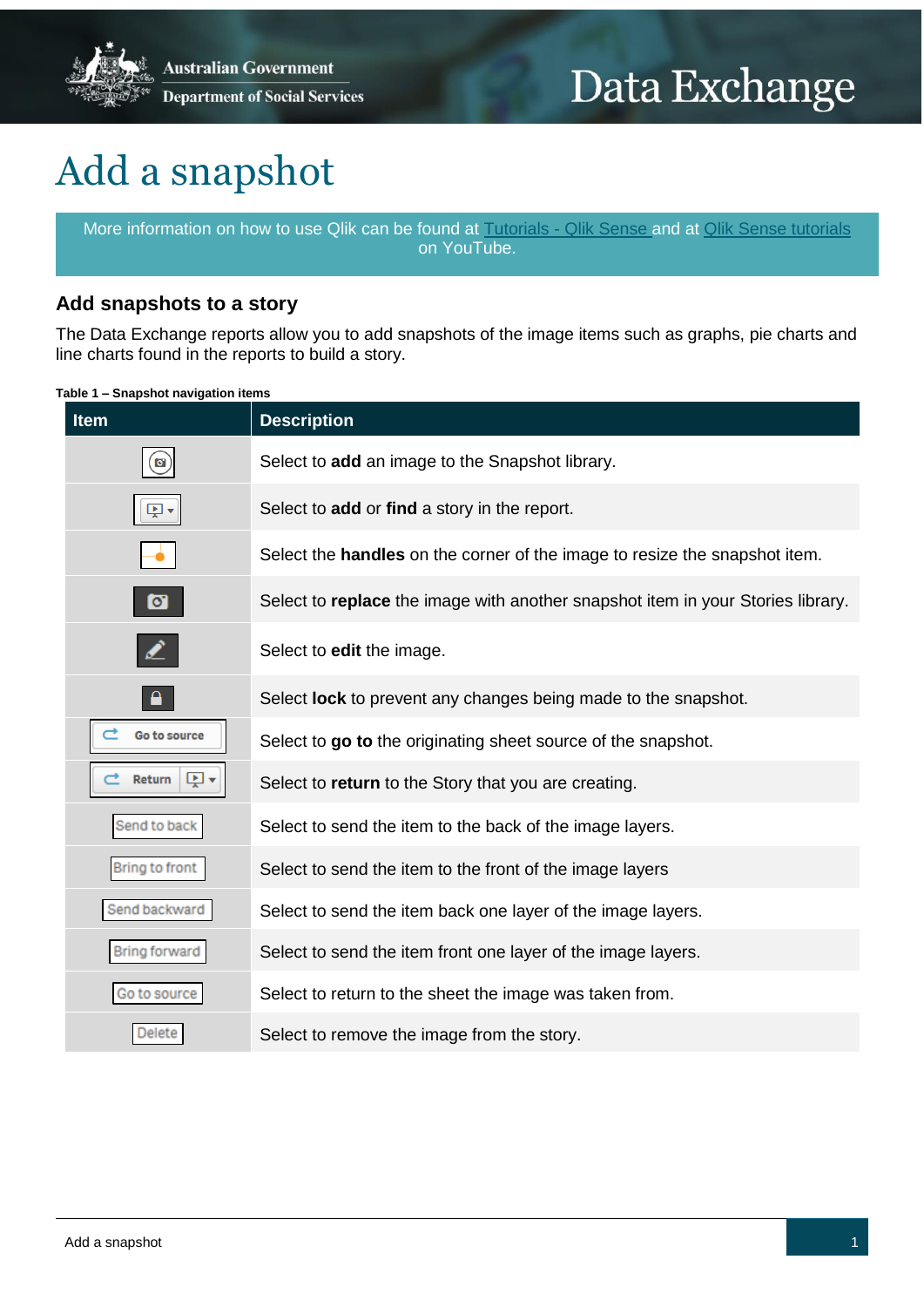# Add a snapshot

More information on how to use Qlik can be found at [Tutorials - Qlik Sense](Tutorials - Qlik Sense) and at [Qlik Sense tutorials](Qlik Sense tutorials) on YouTube.

## Add snapshots to a story

The Data Exchange reports allow you to add snapshots of the image items such as graphs, pie charts and line charts found in the reports to build a story.

**Table 1 – Snapshot navigation items**

| Item | Description |
|---|---|
| | Select to **add** an image to the Snapshot library. |
| | Select to **add** or **find** a story in the report. |
| | Select the **handles** on the corner of the image to resize the snapshot item. |
| | Select to **replace** the image with another snapshot item in your Stories library. |
| | Select to **edit** the image. |
| | Select **lock** to prevent any changes being made to the snapshot. |
| Go to source | Select to **go to** the originating sheet source of the snapshot. |
| Return | Select to **return** to the Story that you are creating. |
| Send to back | Select to send the item to the back of the image layers. |
| Bring to front | Select to send the item to the front of the image layers |
| Send backward | Select to send the item back one layer of the image layers. |
| Bring forward | Select to send the item front one layer of the image layers. |
| Go to source | Select to return to the sheet the image was taken from. |
| Delete | Select to remove the image from the story. |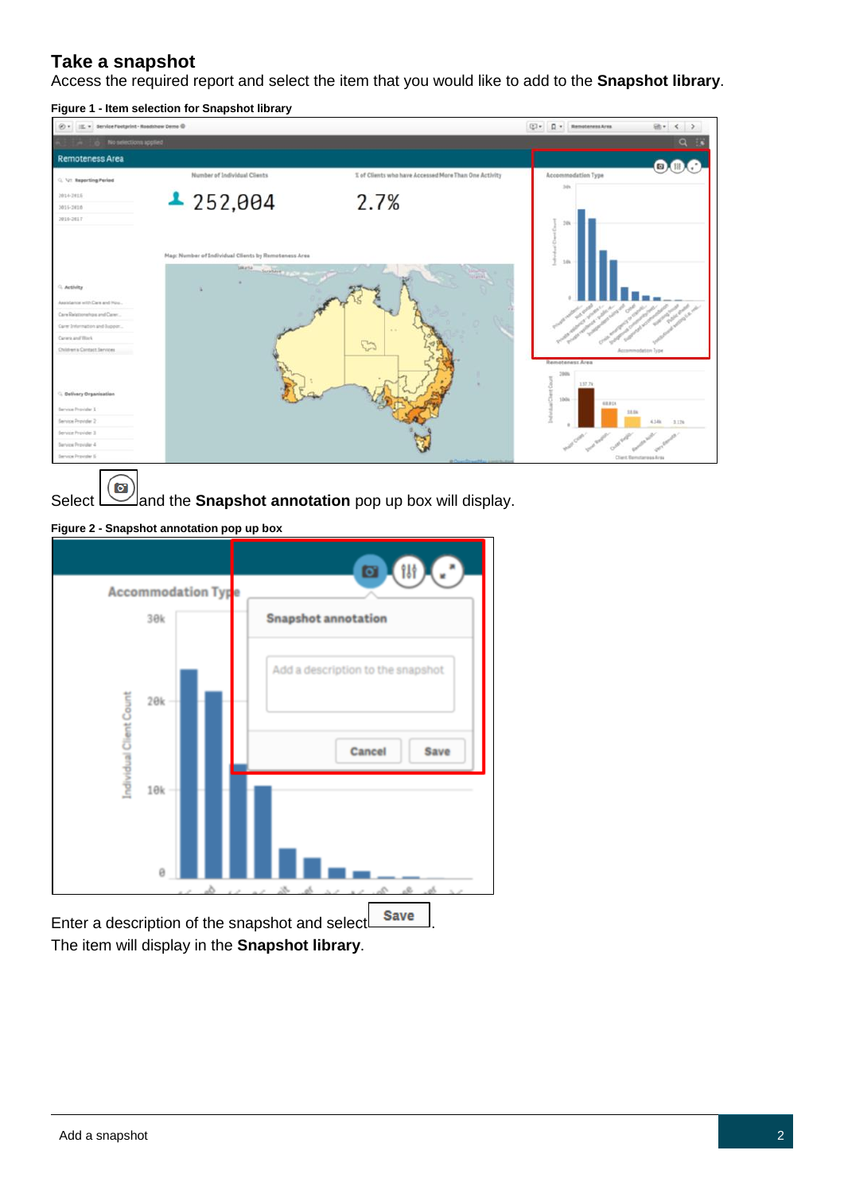## Take a snapshot

Access the required report and select the item that you would like to add to the **Snapshot library**.

**Figure 1 - Item selection for Snapshot library**

Select  and the **Snapshot annotation** pop up box will display.

**Figure 2 - Snapshot annotation pop up box**

Enter a description of the snapshot and select Save.

The item will display in the **Snapshot library**.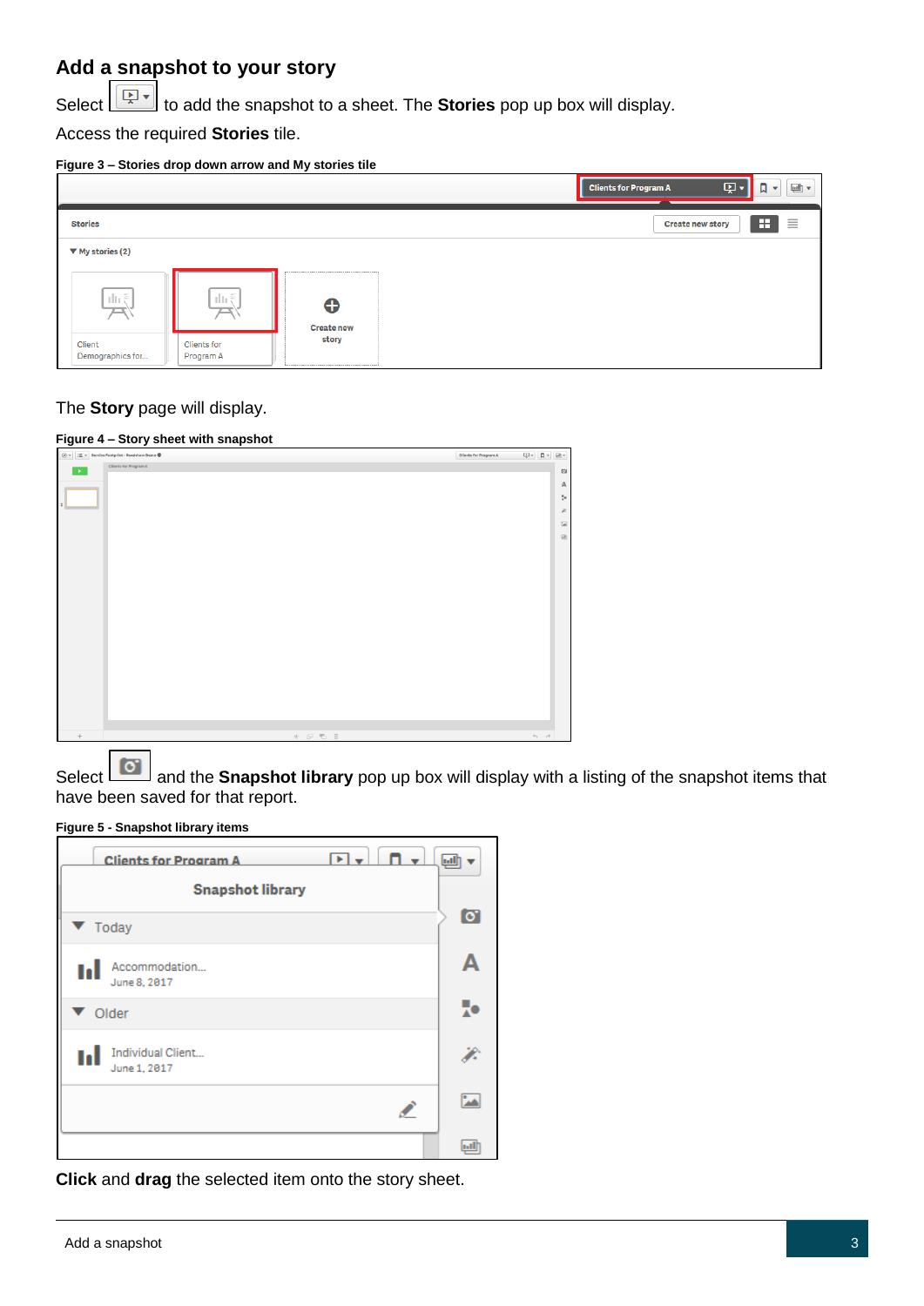## Add a snapshot to your story

Select [icon] to add the snapshot to a sheet. The **Stories** pop up box will display.

Access the required **Stories** tile.

**Figure 3 – Stories drop down arrow and My stories tile**

The **Story** page will display.

**Figure 4 – Story sheet with snapshot**

Select [icon] and the **Snapshot library** pop up box will display with a listing of the snapshot items that have been saved for that report.

**Figure 5 - Snapshot library items**

**Click** and **drag** the selected item onto the story sheet.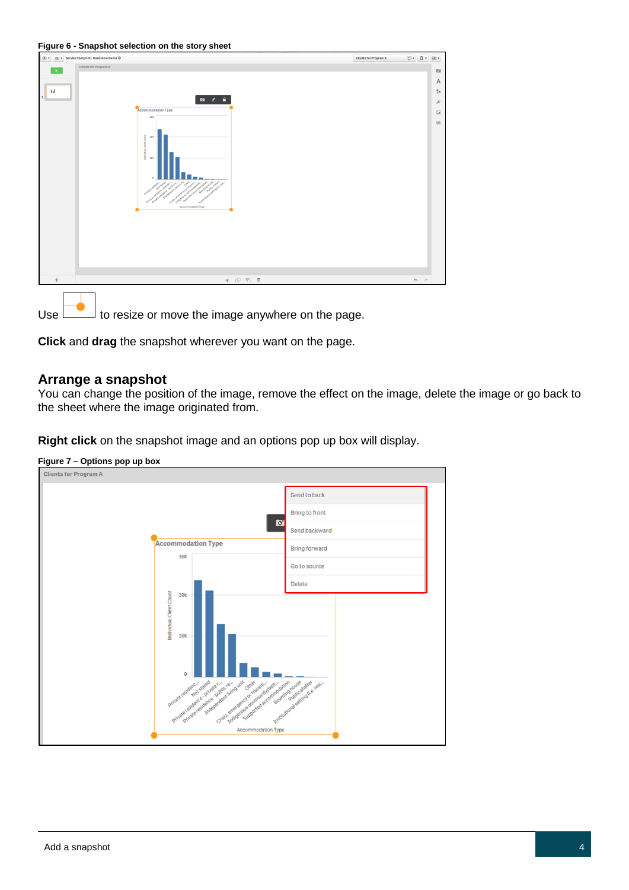**Figure 6 - Snapshot selection on the story sheet**

Use to resize or move the image anywhere on the page.

**Click** and **drag** the snapshot wherever you want on the page.

## Arrange a snapshot

You can change the position of the image, remove the effect on the image, delete the image or go back to the sheet where the image originated from.

**Right click** on the snapshot image and an options pop up box will display.

**Figure 7 – Options pop up box**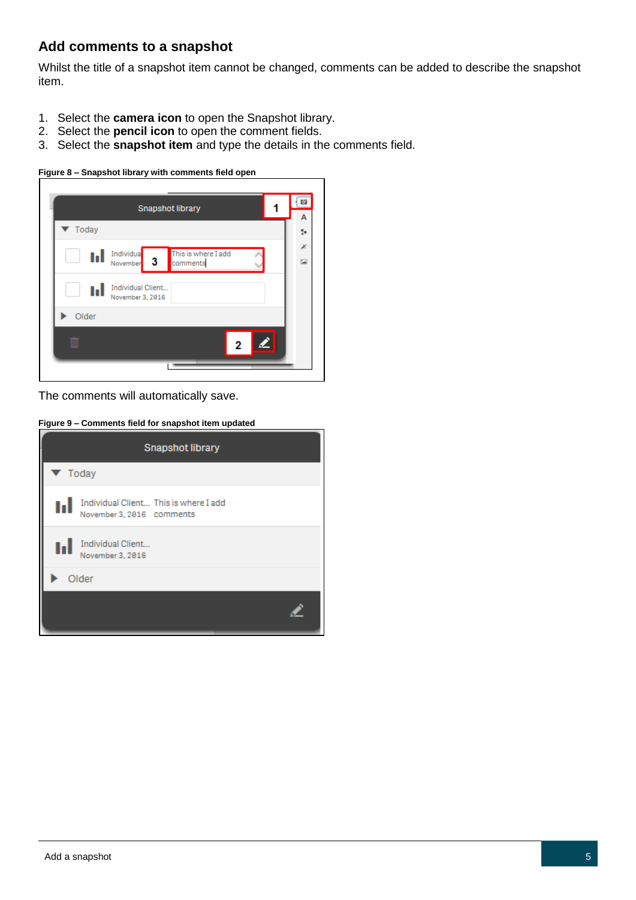## Add comments to a snapshot

Whilst the title of a snapshot item cannot be changed, comments can be added to describe the snapshot item.

1. Select the **camera icon** to open the Snapshot library.
2. Select the **pencil icon** to open the comment fields.
3. Select the **snapshot item** and type the details in the comments field.

**Figure 8 – Snapshot library with comments field open**

The comments will automatically save.

**Figure 9 – Comments field for snapshot item updated**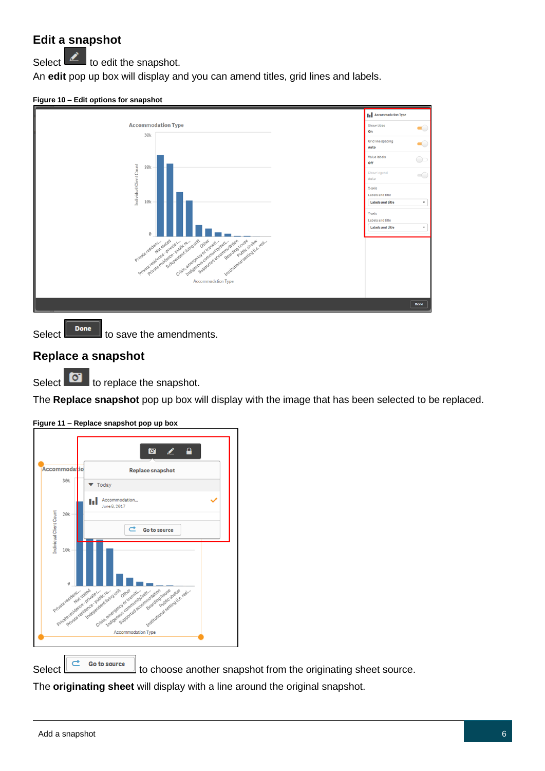## Edit a snapshot

Select to edit the snapshot.

An **edit** pop up box will display and you can amend titles, grid lines and labels.

**Figure 10 – Edit options for snapshot**

Select to save the amendments.

## Replace a snapshot

Select to replace the snapshot.

The **Replace snapshot** pop up box will display with the image that has been selected to be replaced.

**Figure 11 – Replace snapshot pop up box**

Select to choose another snapshot from the originating sheet source.

The **originating sheet** will display with a line around the original snapshot.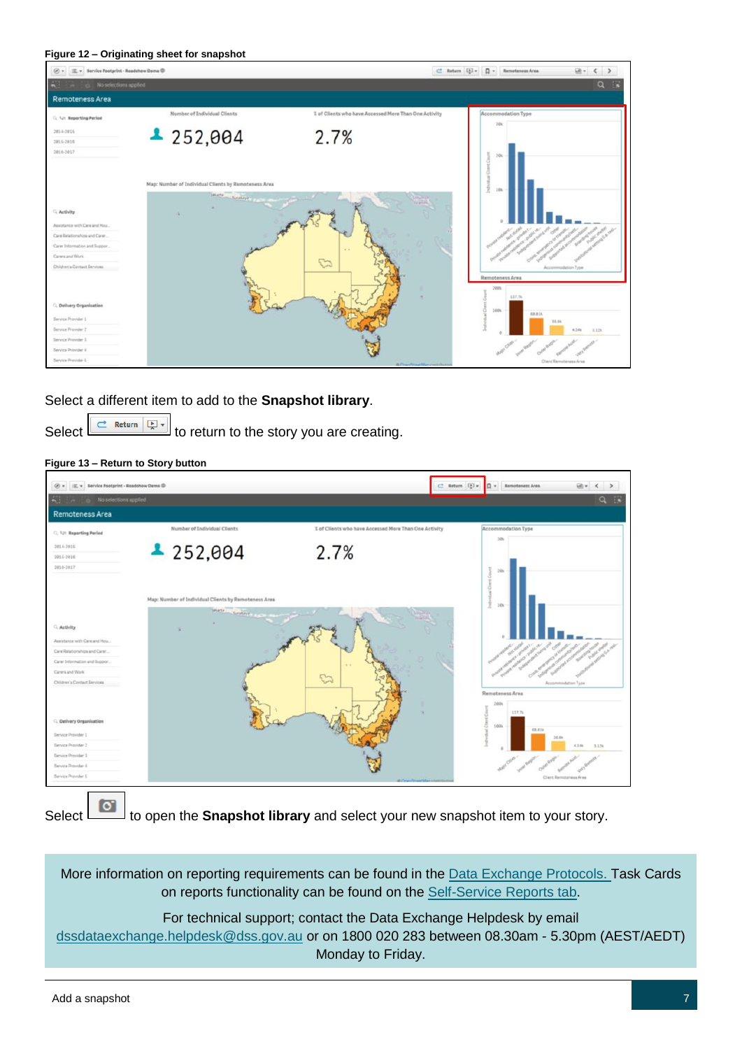**Figure 12 – Originating sheet for snapshot**

Select a different item to add to the **Snapshot library**.

Select [Return] to return to the story you are creating.

**Figure 13 – Return to Story button**

Select [camera] to open the **Snapshot library** and select your new snapshot item to your story.

More information on reporting requirements can be found in the Data Exchange Protocols. Task Cards on reports functionality can be found on the Self-Service Reports tab.

For technical support; contact the Data Exchange Helpdesk by email dssdataexchange.helpdesk@dss.gov.au or on 1800 020 283 between 08.30am - 5.30pm (AEST/AEDT) Monday to Friday.